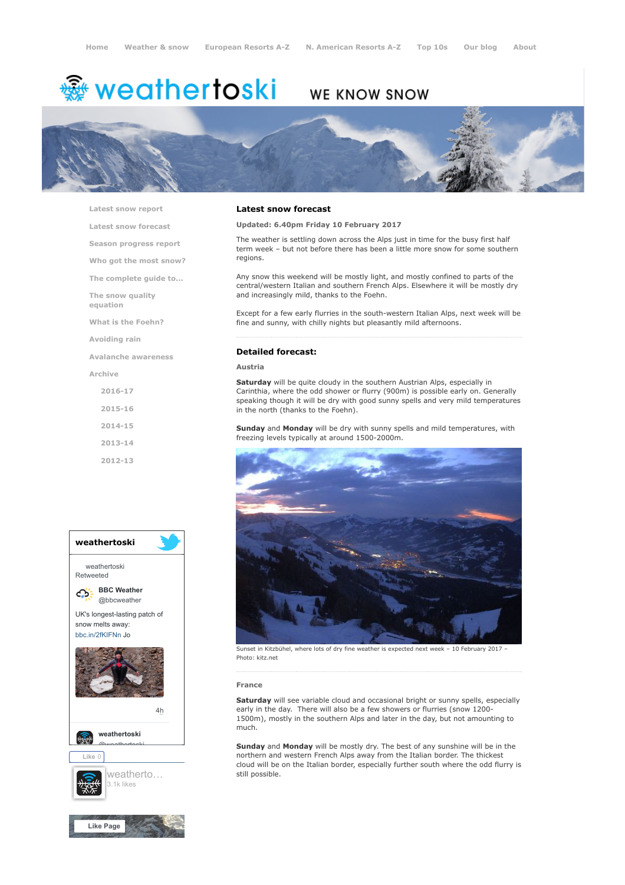Home Weather & snow European Resorts A-Z N. American Resorts A-Z Top 10s Our blog About

# weathertoski

WE KNOW SNOW

- Latest snow report
- Latest snow forecast
- Season progress report
- Who got the most snow?
- The complete guide to...
- The snow quality equation
- What is the Foehn?
- Avoiding rain
- Avalanche awareness
- Archive
  - 2016-17
  - 2015-16
  - 2014-15
  - 2013-14
  - 2012-13

## Latest snow forecast

**Updated: 6.40pm Friday 10 February 2017**

The weather is settling down across the Alps just in time for the busy first half term week – but not before there has been a little more snow for some southern regions.

Any snow this weekend will be mostly light, and mostly confined to parts of the central/western Italian and southern French Alps. Elsewhere it will be mostly dry and increasingly mild, thanks to the Foehn.

Except for a few early flurries in the south-western Italian Alps, next week will be fine and sunny, with chilly nights but pleasantly mild afternoons.

## Detailed forecast:

### Austria

**Saturday** will be quite cloudy in the southern Austrian Alps, especially in Carinthia, where the odd shower or flurry (900m) is possible early on. Generally speaking though it will be dry with good sunny spells and very mild temperatures in the north (thanks to the Foehn).

**Sunday** and **Monday** will be dry with sunny spells and mild temperatures, with freezing levels typically at around 1500-2000m.

Sunset in Kitzbühel, where lots of dry fine weather is expected next week – 10 February 2017 – Photo: kitz.net

### France

**Saturday** will see variable cloud and occasional bright or sunny spells, especially early in the day. There will also be a few showers or flurries (snow 1200-1500m), mostly in the southern Alps and later in the day, but not amounting to much.

**Sunday** and **Monday** will be mostly dry. The best of any sunshine will be in the northern and western French Alps away from the Italian border. The thickest cloud will be on the Italian border, especially further south where the odd flurry is still possible.

**weathertoski**

weathertoski Retweeted

BBC Weather @bbcweather

UK's longest-lasting patch of snow melts away: bbc.in/2fKIFNn Jo

4h

weathertoski @weathertoski

Like 0

weatherto... 3.1k likes

Like Page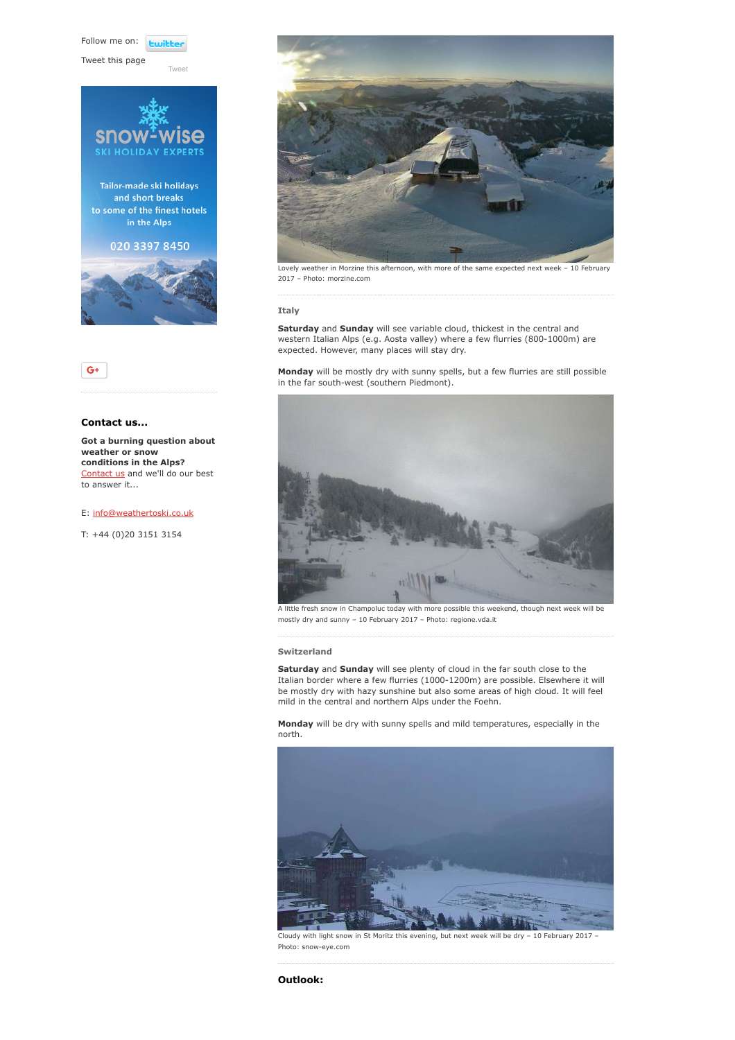Follow me on: twitter

Tweet this page

Tweet

snow-wise
SKI HOLIDAY EXPERTS

Tailor-made ski holidays and short breaks to some of the finest hotels in the Alps

020 3397 8450

G+

## Contact us...

**Got a burning question about weather or snow conditions in the Alps?** Contact us and we'll do our best to answer it...

E: info@weathertoski.co.uk

T: +44 (0)20 3151 3154

Lovely weather in Morzine this afternoon, with more of the same expected next week – 10 February 2017 – Photo: morzine.com

### Italy

**Saturday** and **Sunday** will see variable cloud, thickest in the central and western Italian Alps (e.g. Aosta valley) where a few flurries (800-1000m) are expected. However, many places will stay dry.

**Monday** will be mostly dry with sunny spells, but a few flurries are still possible in the far south-west (southern Piedmont).

A little fresh snow in Champoluc today with more possible this weekend, though next week will be mostly dry and sunny – 10 February 2017 – Photo: regione.vda.it

### Switzerland

**Saturday** and **Sunday** will see plenty of cloud in the far south close to the Italian border where a few flurries (1000-1200m) are possible. Elsewhere it will be mostly dry with hazy sunshine but also some areas of high cloud. It will feel mild in the central and northern Alps under the Foehn.

**Monday** will be dry with sunny spells and mild temperatures, especially in the north.

Cloudy with light snow in St Moritz this evening, but next week will be dry – 10 February 2017 – Photo: snow-eye.com

## Outlook: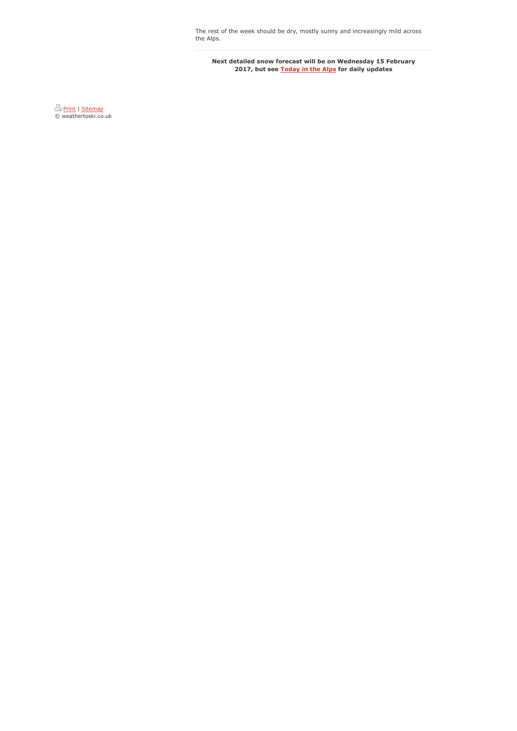The rest of the week should be dry, mostly sunny and increasingly mild across the Alps.

---

**Next detailed snow forecast will be on Wednesday 15 February 2017, but see Today in the Alps for daily updates**

Print | Sitemap
© weathertoski.co.uk